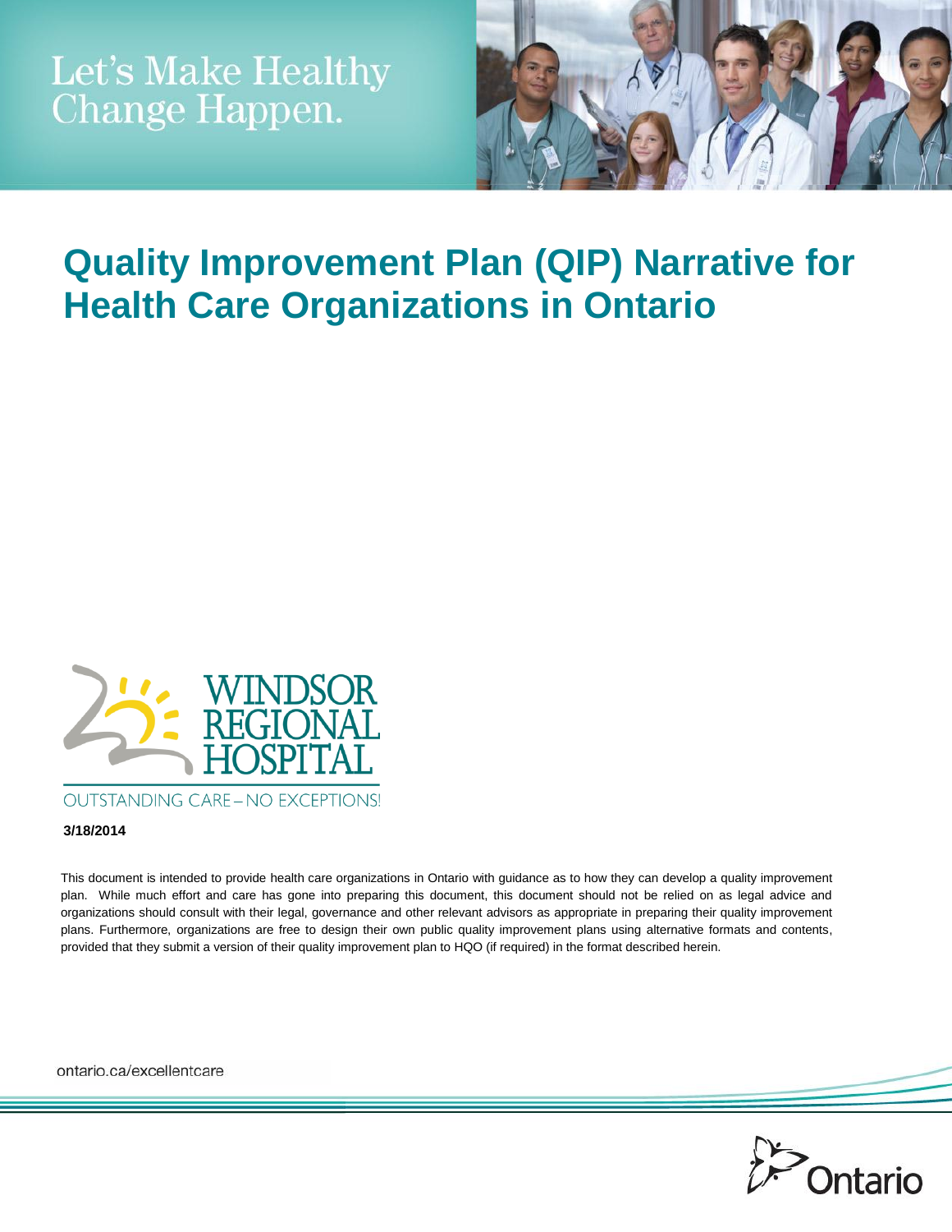Let's Make Healthy Change Happen.

# Quality Improvement Plan (QIP) Narrative for Health Care Organizations in Ontario

WINDSOR REGIONAL HOSPITAL

OUTSTANDING CARE – NO EXCEPTIONS!

**3/18/2014**

This document is intended to provide health care organizations in Ontario with guidance as to how they can develop a quality improvement plan. While much effort and care has gone into preparing this document, this document should not be relied on as legal advice and organizations should consult with their legal, governance and other relevant advisors as appropriate in preparing their quality improvement plans. Furthermore, organizations are free to design their own public quality improvement plans using alternative formats and contents, provided that they submit a version of their quality improvement plan to HQO (if required) in the format described herein.

ontario.ca/excellentcare

Ontario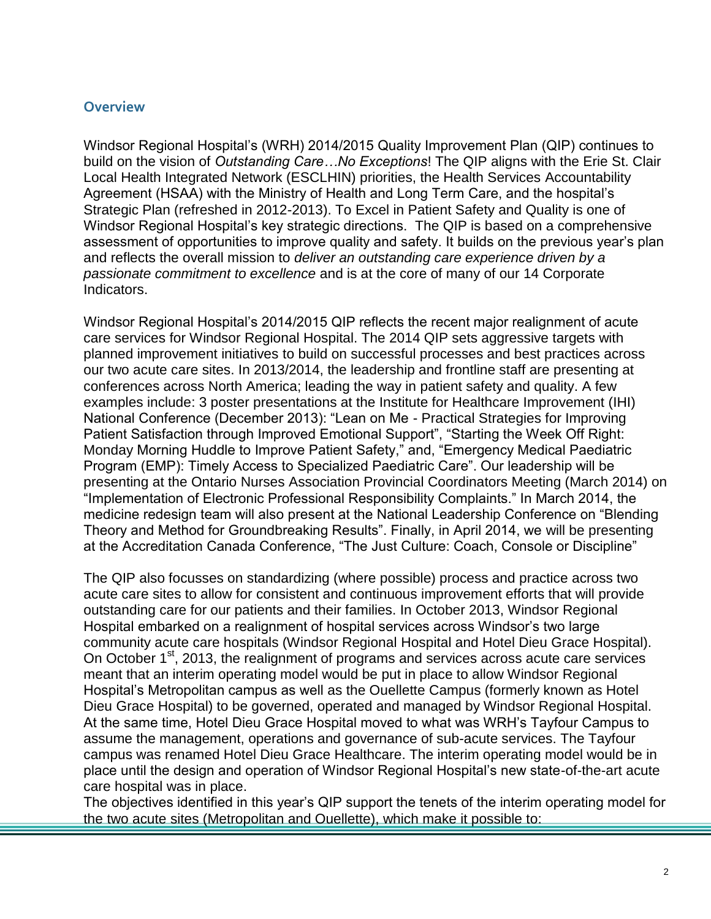## Overview

Windsor Regional Hospital's (WRH) 2014/2015 Quality Improvement Plan (QIP) continues to build on the vision of *Outstanding Care…No Exceptions*! The QIP aligns with the Erie St. Clair Local Health Integrated Network (ESCLHIN) priorities, the Health Services Accountability Agreement (HSAA) with the Ministry of Health and Long Term Care, and the hospital's Strategic Plan (refreshed in 2012-2013). To Excel in Patient Safety and Quality is one of Windsor Regional Hospital's key strategic directions. The QIP is based on a comprehensive assessment of opportunities to improve quality and safety. It builds on the previous year's plan and reflects the overall mission to *deliver an outstanding care experience driven by a passionate commitment to excellence* and is at the core of many of our 14 Corporate Indicators.

Windsor Regional Hospital's 2014/2015 QIP reflects the recent major realignment of acute care services for Windsor Regional Hospital. The 2014 QIP sets aggressive targets with planned improvement initiatives to build on successful processes and best practices across our two acute care sites. In 2013/2014, the leadership and frontline staff are presenting at conferences across North America; leading the way in patient safety and quality. A few examples include: 3 poster presentations at the Institute for Healthcare Improvement (IHI) National Conference (December 2013): "Lean on Me - Practical Strategies for Improving Patient Satisfaction through Improved Emotional Support", "Starting the Week Off Right: Monday Morning Huddle to Improve Patient Safety," and, "Emergency Medical Paediatric Program (EMP): Timely Access to Specialized Paediatric Care". Our leadership will be presenting at the Ontario Nurses Association Provincial Coordinators Meeting (March 2014) on "Implementation of Electronic Professional Responsibility Complaints." In March 2014, the medicine redesign team will also present at the National Leadership Conference on "Blending Theory and Method for Groundbreaking Results". Finally, in April 2014, we will be presenting at the Accreditation Canada Conference, "The Just Culture: Coach, Console or Discipline"

The QIP also focusses on standardizing (where possible) process and practice across two acute care sites to allow for consistent and continuous improvement efforts that will provide outstanding care for our patients and their families. In October 2013, Windsor Regional Hospital embarked on a realignment of hospital services across Windsor's two large community acute care hospitals (Windsor Regional Hospital and Hotel Dieu Grace Hospital). On October 1st, 2013, the realignment of programs and services across acute care services meant that an interim operating model would be put in place to allow Windsor Regional Hospital's Metropolitan campus as well as the Ouellette Campus (formerly known as Hotel Dieu Grace Hospital) to be governed, operated and managed by Windsor Regional Hospital. At the same time, Hotel Dieu Grace Hospital moved to what was WRH's Tayfour Campus to assume the management, operations and governance of sub-acute services. The Tayfour campus was renamed Hotel Dieu Grace Healthcare. The interim operating model would be in place until the design and operation of Windsor Regional Hospital's new state-of-the-art acute care hospital was in place.

The objectives identified in this year's QIP support the tenets of the interim operating model for the two acute sites (Metropolitan and Ouellette), which make it possible to: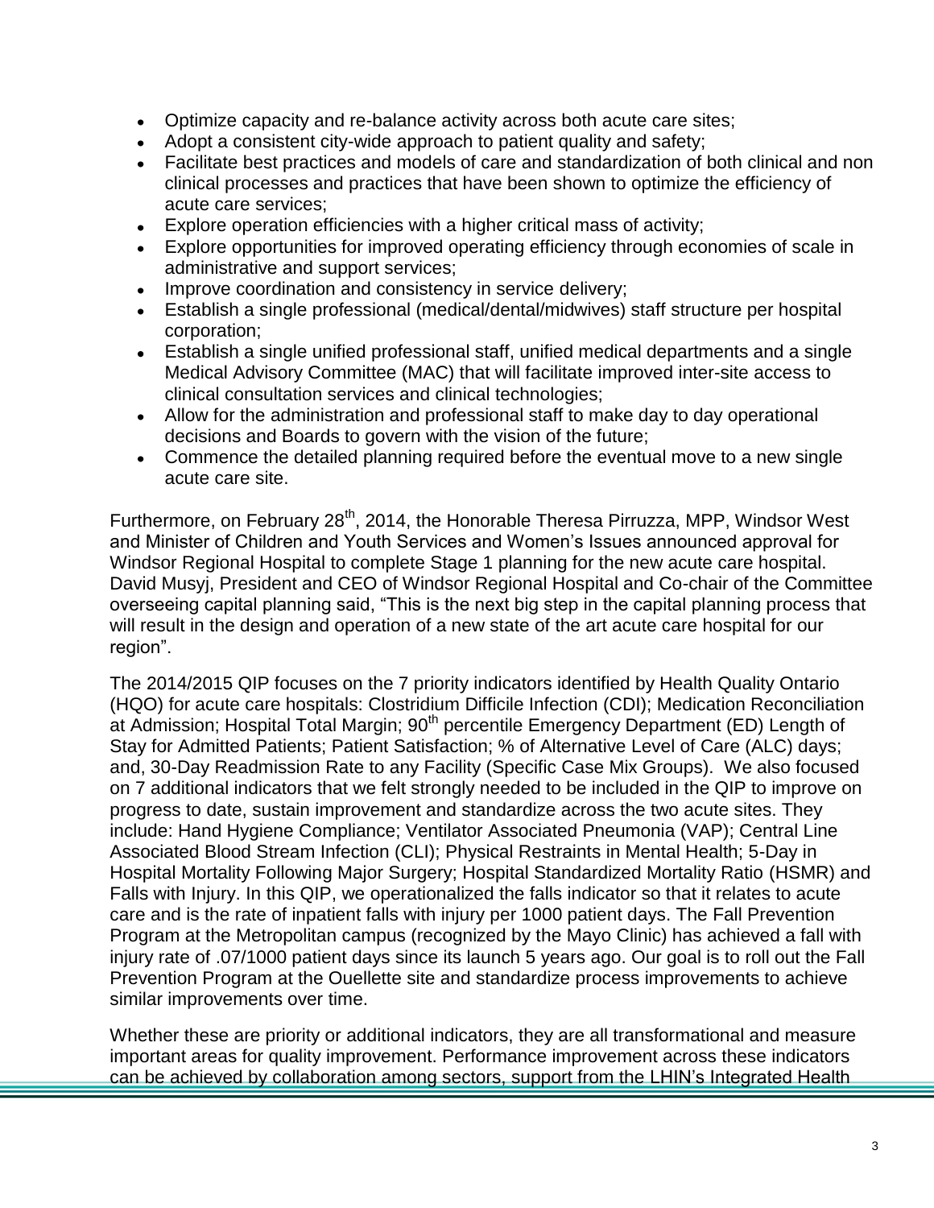- Optimize capacity and re-balance activity across both acute care sites;
- Adopt a consistent city-wide approach to patient quality and safety;
- Facilitate best practices and models of care and standardization of both clinical and non clinical processes and practices that have been shown to optimize the efficiency of acute care services;
- Explore operation efficiencies with a higher critical mass of activity;
- Explore opportunities for improved operating efficiency through economies of scale in administrative and support services;
- Improve coordination and consistency in service delivery;
- Establish a single professional (medical/dental/midwives) staff structure per hospital corporation;
- Establish a single unified professional staff, unified medical departments and a single Medical Advisory Committee (MAC) that will facilitate improved inter-site access to clinical consultation services and clinical technologies;
- Allow for the administration and professional staff to make day to day operational decisions and Boards to govern with the vision of the future;
- Commence the detailed planning required before the eventual move to a new single acute care site.

Furthermore, on February 28th, 2014, the Honorable Theresa Pirruzza, MPP, Windsor West and Minister of Children and Youth Services and Women's Issues announced approval for Windsor Regional Hospital to complete Stage 1 planning for the new acute care hospital. David Musyj, President and CEO of Windsor Regional Hospital and Co-chair of the Committee overseeing capital planning said, "This is the next big step in the capital planning process that will result in the design and operation of a new state of the art acute care hospital for our region".

The 2014/2015 QIP focuses on the 7 priority indicators identified by Health Quality Ontario (HQO) for acute care hospitals: Clostridium Difficile Infection (CDI); Medication Reconciliation at Admission; Hospital Total Margin; 90th percentile Emergency Department (ED) Length of Stay for Admitted Patients; Patient Satisfaction; % of Alternative Level of Care (ALC) days; and, 30-Day Readmission Rate to any Facility (Specific Case Mix Groups). We also focused on 7 additional indicators that we felt strongly needed to be included in the QIP to improve on progress to date, sustain improvement and standardize across the two acute sites. They include: Hand Hygiene Compliance; Ventilator Associated Pneumonia (VAP); Central Line Associated Blood Stream Infection (CLI); Physical Restraints in Mental Health; 5-Day in Hospital Mortality Following Major Surgery; Hospital Standardized Mortality Ratio (HSMR) and Falls with Injury. In this QIP, we operationalized the falls indicator so that it relates to acute care and is the rate of inpatient falls with injury per 1000 patient days. The Fall Prevention Program at the Metropolitan campus (recognized by the Mayo Clinic) has achieved a fall with injury rate of .07/1000 patient days since its launch 5 years ago. Our goal is to roll out the Fall Prevention Program at the Ouellette site and standardize process improvements to achieve similar improvements over time.

Whether these are priority or additional indicators, they are all transformational and measure important areas for quality improvement. Performance improvement across these indicators can be achieved by collaboration among sectors, support from the LHIN's Integrated Health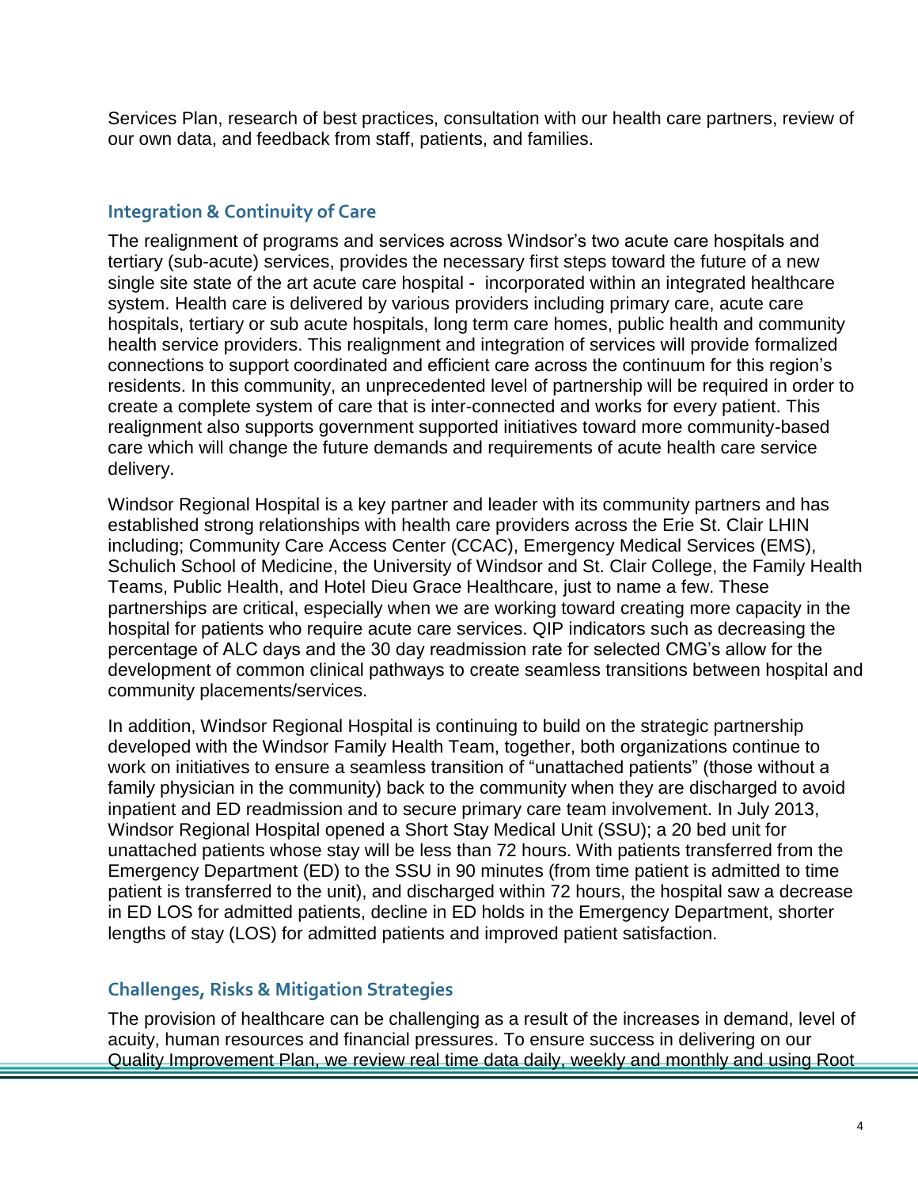Services Plan, research of best practices, consultation with our health care partners, review of our own data, and feedback from staff, patients, and families.

## Integration & Continuity of Care

The realignment of programs and services across Windsor's two acute care hospitals and tertiary (sub-acute) services, provides the necessary first steps toward the future of a new single site state of the art acute care hospital - incorporated within an integrated healthcare system. Health care is delivered by various providers including primary care, acute care hospitals, tertiary or sub acute hospitals, long term care homes, public health and community health service providers. This realignment and integration of services will provide formalized connections to support coordinated and efficient care across the continuum for this region's residents. In this community, an unprecedented level of partnership will be required in order to create a complete system of care that is inter-connected and works for every patient. This realignment also supports government supported initiatives toward more community-based care which will change the future demands and requirements of acute health care service delivery.

Windsor Regional Hospital is a key partner and leader with its community partners and has established strong relationships with health care providers across the Erie St. Clair LHIN including; Community Care Access Center (CCAC), Emergency Medical Services (EMS), Schulich School of Medicine, the University of Windsor and St. Clair College, the Family Health Teams, Public Health, and Hotel Dieu Grace Healthcare, just to name a few. These partnerships are critical, especially when we are working toward creating more capacity in the hospital for patients who require acute care services. QIP indicators such as decreasing the percentage of ALC days and the 30 day readmission rate for selected CMG's allow for the development of common clinical pathways to create seamless transitions between hospital and community placements/services.

In addition, Windsor Regional Hospital is continuing to build on the strategic partnership developed with the Windsor Family Health Team, together, both organizations continue to work on initiatives to ensure a seamless transition of "unattached patients" (those without a family physician in the community) back to the community when they are discharged to avoid inpatient and ED readmission and to secure primary care team involvement. In July 2013, Windsor Regional Hospital opened a Short Stay Medical Unit (SSU); a 20 bed unit for unattached patients whose stay will be less than 72 hours. With patients transferred from the Emergency Department (ED) to the SSU in 90 minutes (from time patient is admitted to time patient is transferred to the unit), and discharged within 72 hours, the hospital saw a decrease in ED LOS for admitted patients, decline in ED holds in the Emergency Department, shorter lengths of stay (LOS) for admitted patients and improved patient satisfaction.

## Challenges, Risks & Mitigation Strategies

The provision of healthcare can be challenging as a result of the increases in demand, level of acuity, human resources and financial pressures. To ensure success in delivering on our Quality Improvement Plan, we review real time data daily, weekly and monthly and using Root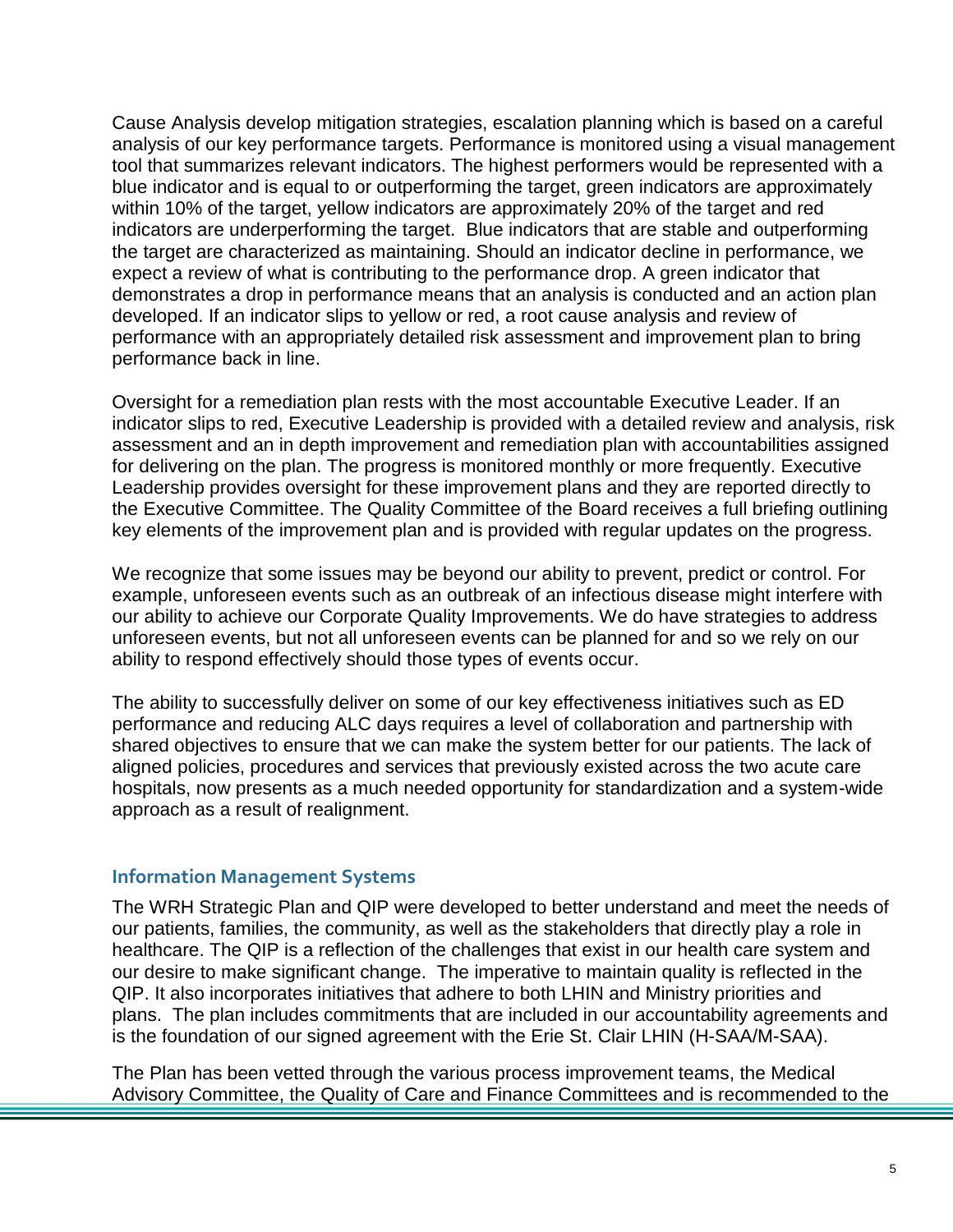Cause Analysis develop mitigation strategies, escalation planning which is based on a careful analysis of our key performance targets. Performance is monitored using a visual management tool that summarizes relevant indicators. The highest performers would be represented with a blue indicator and is equal to or outperforming the target, green indicators are approximately within 10% of the target, yellow indicators are approximately 20% of the target and red indicators are underperforming the target. Blue indicators that are stable and outperforming the target are characterized as maintaining. Should an indicator decline in performance, we expect a review of what is contributing to the performance drop. A green indicator that demonstrates a drop in performance means that an analysis is conducted and an action plan developed. If an indicator slips to yellow or red, a root cause analysis and review of performance with an appropriately detailed risk assessment and improvement plan to bring performance back in line.

Oversight for a remediation plan rests with the most accountable Executive Leader. If an indicator slips to red, Executive Leadership is provided with a detailed review and analysis, risk assessment and an in depth improvement and remediation plan with accountabilities assigned for delivering on the plan. The progress is monitored monthly or more frequently. Executive Leadership provides oversight for these improvement plans and they are reported directly to the Executive Committee. The Quality Committee of the Board receives a full briefing outlining key elements of the improvement plan and is provided with regular updates on the progress.

We recognize that some issues may be beyond our ability to prevent, predict or control. For example, unforeseen events such as an outbreak of an infectious disease might interfere with our ability to achieve our Corporate Quality Improvements. We do have strategies to address unforeseen events, but not all unforeseen events can be planned for and so we rely on our ability to respond effectively should those types of events occur.

The ability to successfully deliver on some of our key effectiveness initiatives such as ED performance and reducing ALC days requires a level of collaboration and partnership with shared objectives to ensure that we can make the system better for our patients. The lack of aligned policies, procedures and services that previously existed across the two acute care hospitals, now presents as a much needed opportunity for standardization and a system-wide approach as a result of realignment.

## Information Management Systems

The WRH Strategic Plan and QIP were developed to better understand and meet the needs of our patients, families, the community, as well as the stakeholders that directly play a role in healthcare. The QIP is a reflection of the challenges that exist in our health care system and our desire to make significant change. The imperative to maintain quality is reflected in the QIP. It also incorporates initiatives that adhere to both LHIN and Ministry priorities and plans. The plan includes commitments that are included in our accountability agreements and is the foundation of our signed agreement with the Erie St. Clair LHIN (H-SAA/M-SAA).

The Plan has been vetted through the various process improvement teams, the Medical Advisory Committee, the Quality of Care and Finance Committees and is recommended to the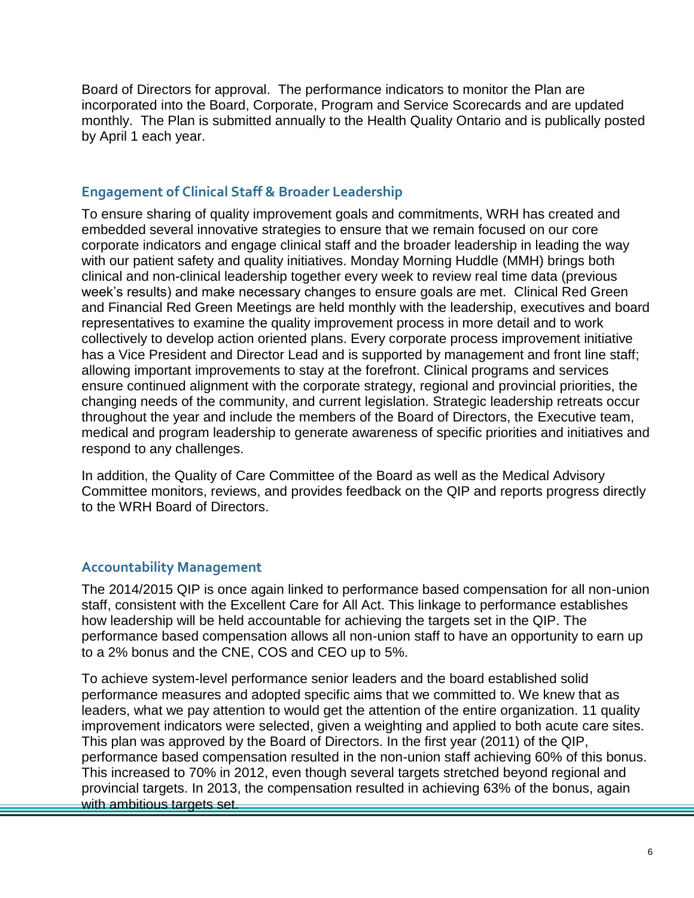Board of Directors for approval. The performance indicators to monitor the Plan are incorporated into the Board, Corporate, Program and Service Scorecards and are updated monthly. The Plan is submitted annually to the Health Quality Ontario and is publically posted by April 1 each year.

## Engagement of Clinical Staff & Broader Leadership

To ensure sharing of quality improvement goals and commitments, WRH has created and embedded several innovative strategies to ensure that we remain focused on our core corporate indicators and engage clinical staff and the broader leadership in leading the way with our patient safety and quality initiatives. Monday Morning Huddle (MMH) brings both clinical and non-clinical leadership together every week to review real time data (previous week's results) and make necessary changes to ensure goals are met. Clinical Red Green and Financial Red Green Meetings are held monthly with the leadership, executives and board representatives to examine the quality improvement process in more detail and to work collectively to develop action oriented plans. Every corporate process improvement initiative has a Vice President and Director Lead and is supported by management and front line staff; allowing important improvements to stay at the forefront. Clinical programs and services ensure continued alignment with the corporate strategy, regional and provincial priorities, the changing needs of the community, and current legislation. Strategic leadership retreats occur throughout the year and include the members of the Board of Directors, the Executive team, medical and program leadership to generate awareness of specific priorities and initiatives and respond to any challenges.

In addition, the Quality of Care Committee of the Board as well as the Medical Advisory Committee monitors, reviews, and provides feedback on the QIP and reports progress directly to the WRH Board of Directors.

## Accountability Management

The 2014/2015 QIP is once again linked to performance based compensation for all non-union staff, consistent with the Excellent Care for All Act. This linkage to performance establishes how leadership will be held accountable for achieving the targets set in the QIP. The performance based compensation allows all non-union staff to have an opportunity to earn up to a 2% bonus and the CNE, COS and CEO up to 5%.

To achieve system-level performance senior leaders and the board established solid performance measures and adopted specific aims that we committed to. We knew that as leaders, what we pay attention to would get the attention of the entire organization. 11 quality improvement indicators were selected, given a weighting and applied to both acute care sites. This plan was approved by the Board of Directors. In the first year (2011) of the QIP, performance based compensation resulted in the non-union staff achieving 60% of this bonus. This increased to 70% in 2012, even though several targets stretched beyond regional and provincial targets. In 2013, the compensation resulted in achieving 63% of the bonus, again with ambitious targets set.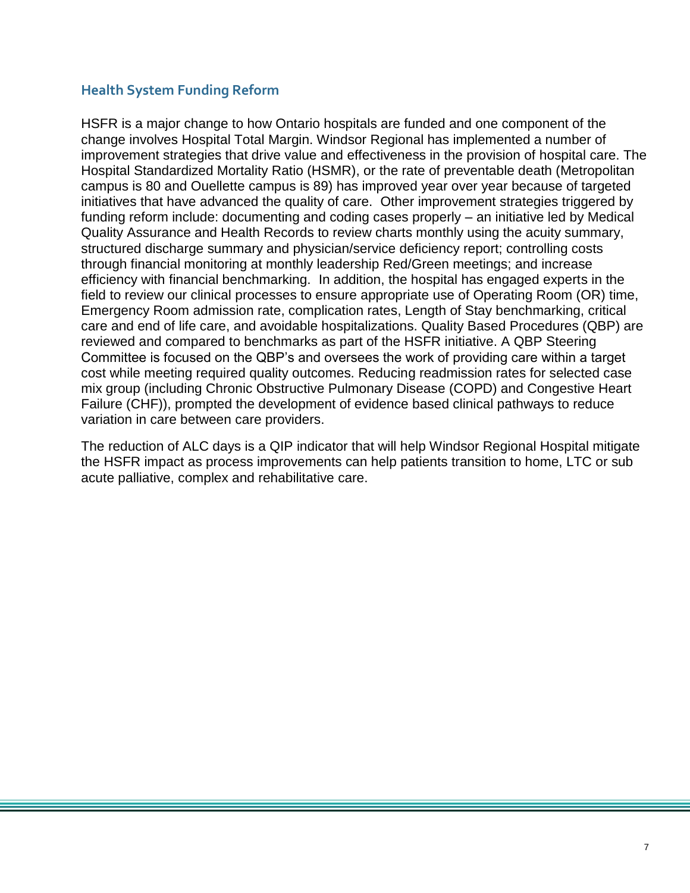## Health System Funding Reform

HSFR is a major change to how Ontario hospitals are funded and one component of the change involves Hospital Total Margin. Windsor Regional has implemented a number of improvement strategies that drive value and effectiveness in the provision of hospital care. The Hospital Standardized Mortality Ratio (HSMR), or the rate of preventable death (Metropolitan campus is 80 and Ouellette campus is 89) has improved year over year because of targeted initiatives that have advanced the quality of care. Other improvement strategies triggered by funding reform include: documenting and coding cases properly – an initiative led by Medical Quality Assurance and Health Records to review charts monthly using the acuity summary, structured discharge summary and physician/service deficiency report; controlling costs through financial monitoring at monthly leadership Red/Green meetings; and increase efficiency with financial benchmarking. In addition, the hospital has engaged experts in the field to review our clinical processes to ensure appropriate use of Operating Room (OR) time, Emergency Room admission rate, complication rates, Length of Stay benchmarking, critical care and end of life care, and avoidable hospitalizations. Quality Based Procedures (QBP) are reviewed and compared to benchmarks as part of the HSFR initiative. A QBP Steering Committee is focused on the QBP's and oversees the work of providing care within a target cost while meeting required quality outcomes. Reducing readmission rates for selected case mix group (including Chronic Obstructive Pulmonary Disease (COPD) and Congestive Heart Failure (CHF)), prompted the development of evidence based clinical pathways to reduce variation in care between care providers.

The reduction of ALC days is a QIP indicator that will help Windsor Regional Hospital mitigate the HSFR impact as process improvements can help patients transition to home, LTC or sub acute palliative, complex and rehabilitative care.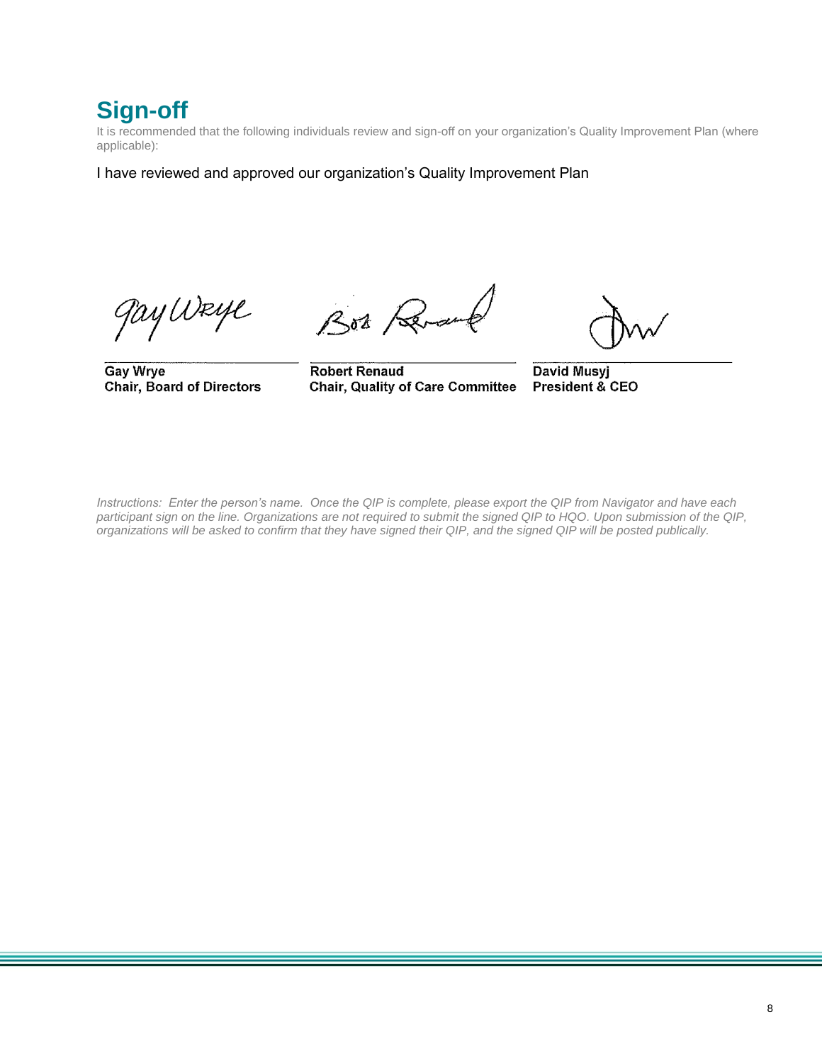# Sign-off

It is recommended that the following individuals review and sign-off on your organization's Quality Improvement Plan (where applicable):

I have reviewed and approved our organization's Quality Improvement Plan

| | | |
|---|---|---|
| **Gay Wrye** | **Robert Renaud** | **David Musyj** |
| **Chair, Board of Directors** | **Chair, Quality of Care Committee** | **President & CEO** |

*Instructions: Enter the person's name. Once the QIP is complete, please export the QIP from Navigator and have each participant sign on the line. Organizations are not required to submit the signed QIP to HQO. Upon submission of the QIP, organizations will be asked to confirm that they have signed their QIP, and the signed QIP will be posted publically.*